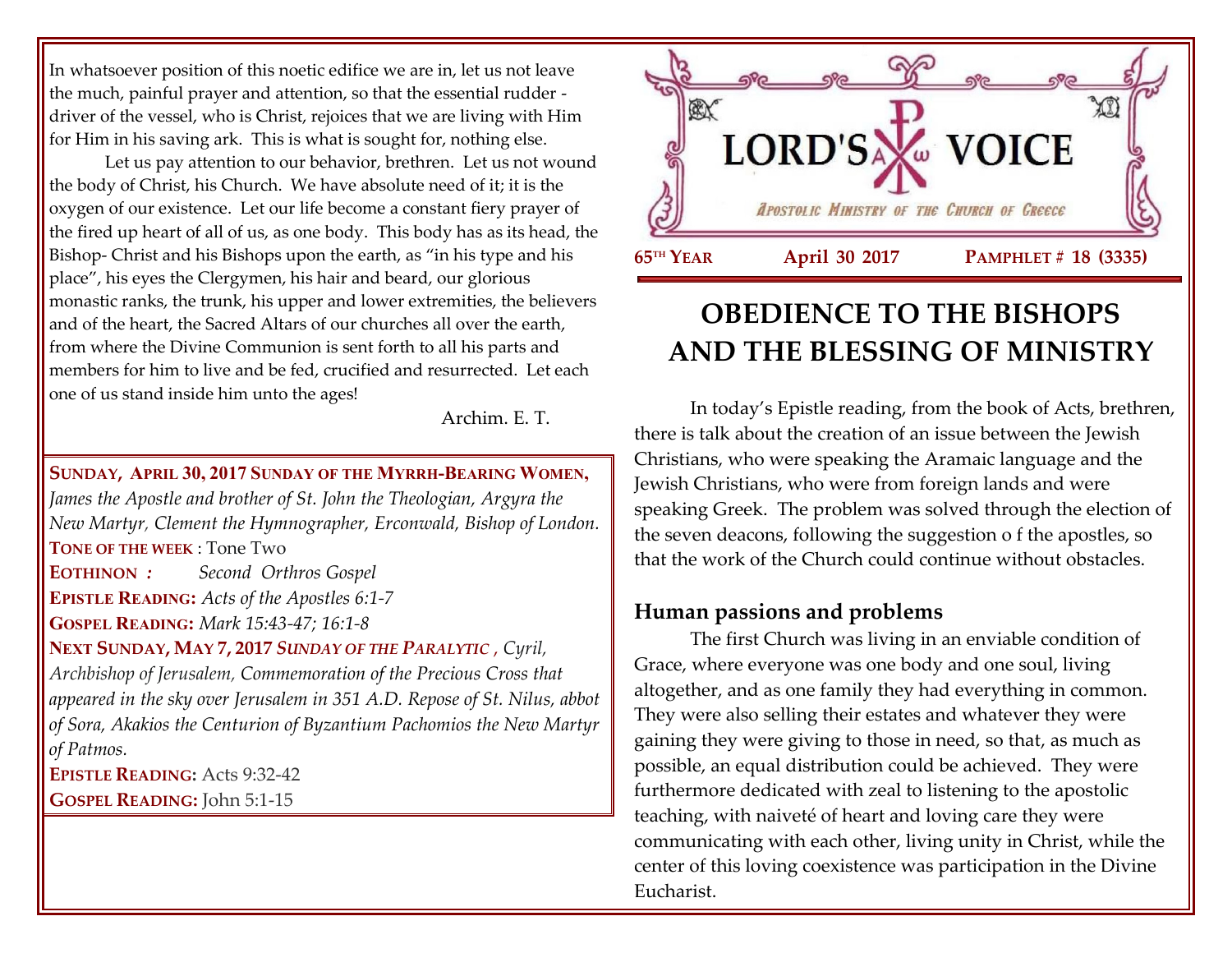In whatsoever position of this noetic edifice we are in, let us not leave the much, painful prayer and attention, so that the essential rudder - driver of the vessel, who is Christ, rejoices that we are living with Him for Him in his saving ark. This is what is sought for, nothing else.

Let us pay attention to our behavior, brethren. Let us not wound the body of Christ, his Church. We have absolute need of it; it is the oxygen of our existence. Let our life become a constant fiery prayer of the fired up heart of all of us, as one body. This body has as its head, the Bishop- Christ and his Bishops upon the earth, as "in his type and his place", his eyes the Clergymen, his hair and beard, our glorious monastic ranks, the trunk, his upper and lower extremities, the believers and of the heart, the Sacred Altars of our churches all over the earth, from where the Divine Communion is sent forth to all his parts and members for him to live and be fed, crucified and resurrected. Let each one of us stand inside him unto the ages!

Archim. E. T.

**SUNDAY, APRIL 30, 2017 SUNDAY OF THE MYRRH-BEARING WOMEN,** *James the Apostle and brother of St. John the Theologian, Argyra the New Martyr, Clement the Hymnographer, Erconwald, Bishop of London.*
**TONE OF THE WEEK** : Tone Two
**EOTHINON** *: Second Orthros Gospel*
**EPISTLE READING:** *Acts of the Apostles 6:1-7*
**GOSPEL READING:** *Mark 15:43-47; 16:1-8*
**NEXT SUNDAY, MAY 7, 2017** ***SUNDAY OF THE PARALYTIC*** *, Cyril, Archbishop of Jerusalem, Commemoration of the Precious Cross that appeared in the sky over Jerusalem in 351 A.D. Repose of St. Nilus, abbot of Sora, Akakios the Centurion of Byzantium Pachomios the New Martyr of Patmos.*
**EPISTLE READING:** Acts 9:32-42
**GOSPEL READING:** John 5:1-15

# LORD'S VOICE

*APOSTOLIC MINISTRY OF THE CHURCH OF GREECE*

**65TH YEAR** **April 30 2017** **PAMPHLET # 18 (3335)**

## OBEDIENCE TO THE BISHOPS AND THE BLESSING OF MINISTRY

In today's Epistle reading, from the book of Acts, brethren, there is talk about the creation of an issue between the Jewish Christians, who were speaking the Aramaic language and the Jewish Christians, who were from foreign lands and were speaking Greek. The problem was solved through the election of the seven deacons, following the suggestion o f the apostles, so that the work of the Church could continue without obstacles.

### Human passions and problems

The first Church was living in an enviable condition of Grace, where everyone was one body and one soul, living altogether, and as one family they had everything in common. They were also selling their estates and whatever they were gaining they were giving to those in need, so that, as much as possible, an equal distribution could be achieved. They were furthermore dedicated with zeal to listening to the apostolic teaching, with naiveté of heart and loving care they were communicating with each other, living unity in Christ, while the center of this loving coexistence was participation in the Divine Eucharist.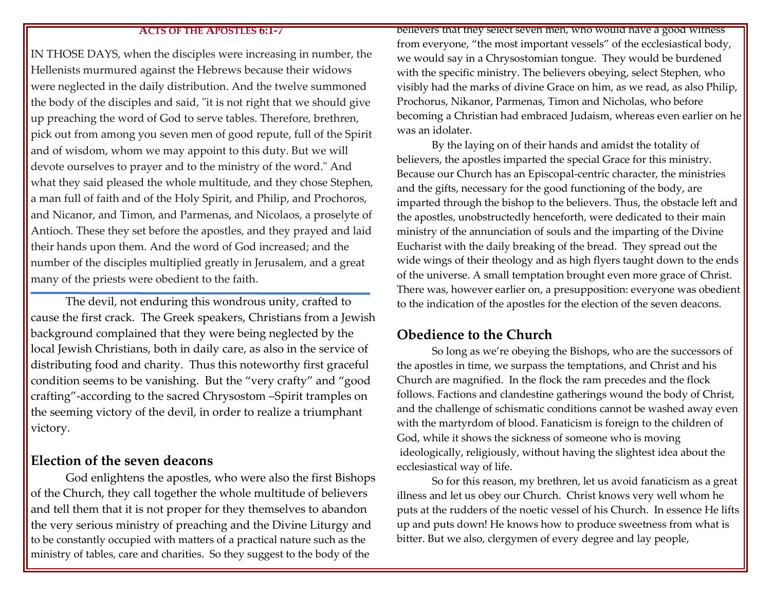**ACTS OF THE APOSTLES 6:1-7**

IN THOSE DAYS, when the disciples were increasing in number, the Hellenists murmured against the Hebrews because their widows were neglected in the daily distribution. And the twelve summoned the body of the disciples and said, "it is not right that we should give up preaching the word of God to serve tables. Therefore, brethren, pick out from among you seven men of good repute, full of the Spirit and of wisdom, whom we may appoint to this duty. But we will devote ourselves to prayer and to the ministry of the word." And what they said pleased the whole multitude, and they chose Stephen, a man full of faith and of the Holy Spirit, and Philip, and Prochoros, and Nicanor, and Timon, and Parmenas, and Nicolaos, a proselyte of Antioch. These they set before the apostles, and they prayed and laid their hands upon them. And the word of God increased; and the number of the disciples multiplied greatly in Jerusalem, and a great many of the priests were obedient to the faith.

---

The devil, not enduring this wondrous unity, crafted to cause the first crack. The Greek speakers, Christians from a Jewish background complained that they were being neglected by the local Jewish Christians, both in daily care, as also in the service of distributing food and charity. Thus this noteworthy first graceful condition seems to be vanishing. But the "very crafty" and "good crafting"-according to the sacred Chrysostom –Spirit tramples on the seeming victory of the devil, in order to realize a triumphant victory.

## Election of the seven deacons

God enlightens the apostles, who were also the first Bishops of the Church, they call together the whole multitude of believers and tell them that it is not proper for they themselves to abandon the very serious ministry of preaching and the Divine Liturgy and to be constantly occupied with matters of a practical nature such as the ministry of tables, care and charities. So they suggest to the body of the believers that they select seven men, who would have a good witness from everyone, "the most important vessels" of the ecclesiastical body, we would say in a Chrysostomian tongue. They would be burdened with the specific ministry. The believers obeying, select Stephen, who visibly had the marks of divine Grace on him, as we read, as also Philip, Prochorus, Nikanor, Parmenas, Timon and Nicholas, who before becoming a Christian had embraced Judaism, whereas even earlier on he was an idolater.

By the laying on of their hands and amidst the totality of believers, the apostles imparted the special Grace for this ministry. Because our Church has an Episcopal-centric character, the ministries and the gifts, necessary for the good functioning of the body, are imparted through the bishop to the believers. Thus, the obstacle left and the apostles, unobstructedly henceforth, were dedicated to their main ministry of the annunciation of souls and the imparting of the Divine Eucharist with the daily breaking of the bread. They spread out the wide wings of their theology and as high flyers taught down to the ends of the universe. A small temptation brought even more grace of Christ. There was, however earlier on, a presupposition: everyone was obedient to the indication of the apostles for the election of the seven deacons.

## Obedience to the Church

So long as we're obeying the Bishops, who are the successors of the apostles in time, we surpass the temptations, and Christ and his Church are magnified. In the flock the ram precedes and the flock follows. Factions and clandestine gatherings wound the body of Christ, and the challenge of schismatic conditions cannot be washed away even with the martyrdom of blood. Fanaticism is foreign to the children of God, while it shows the sickness of someone who is moving ideologically, religiously, without having the slightest idea about the ecclesiastical way of life.

So for this reason, my brethren, let us avoid fanaticism as a great illness and let us obey our Church. Christ knows very well whom he puts at the rudders of the noetic vessel of his Church. In essence He lifts up and puts down! He knows how to produce sweetness from what is bitter. But we also, clergymen of every degree and lay people,